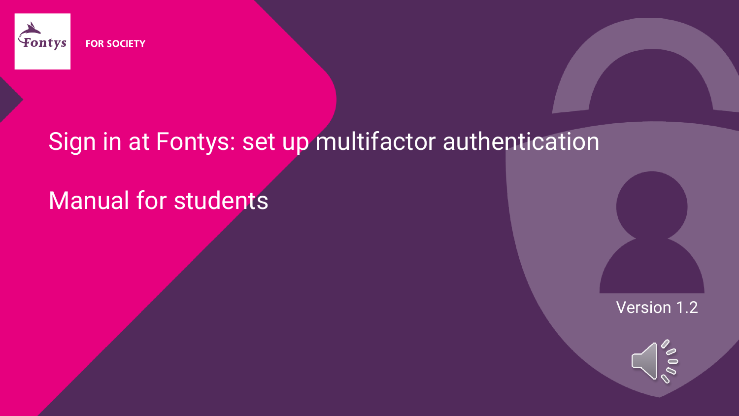FOR SOCIETY

# Sign in at Fontys: set up multifactor authentication

## Manual for students

Version 1.2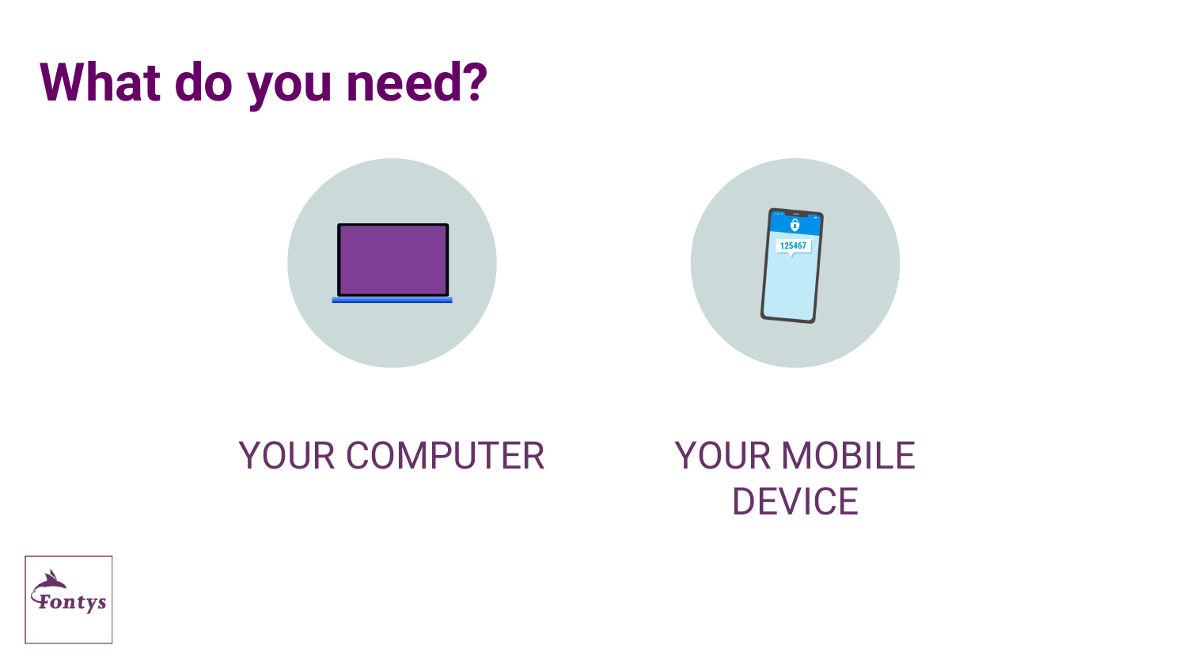# What do you need?

YOUR COMPUTER

YOUR MOBILE DEVICE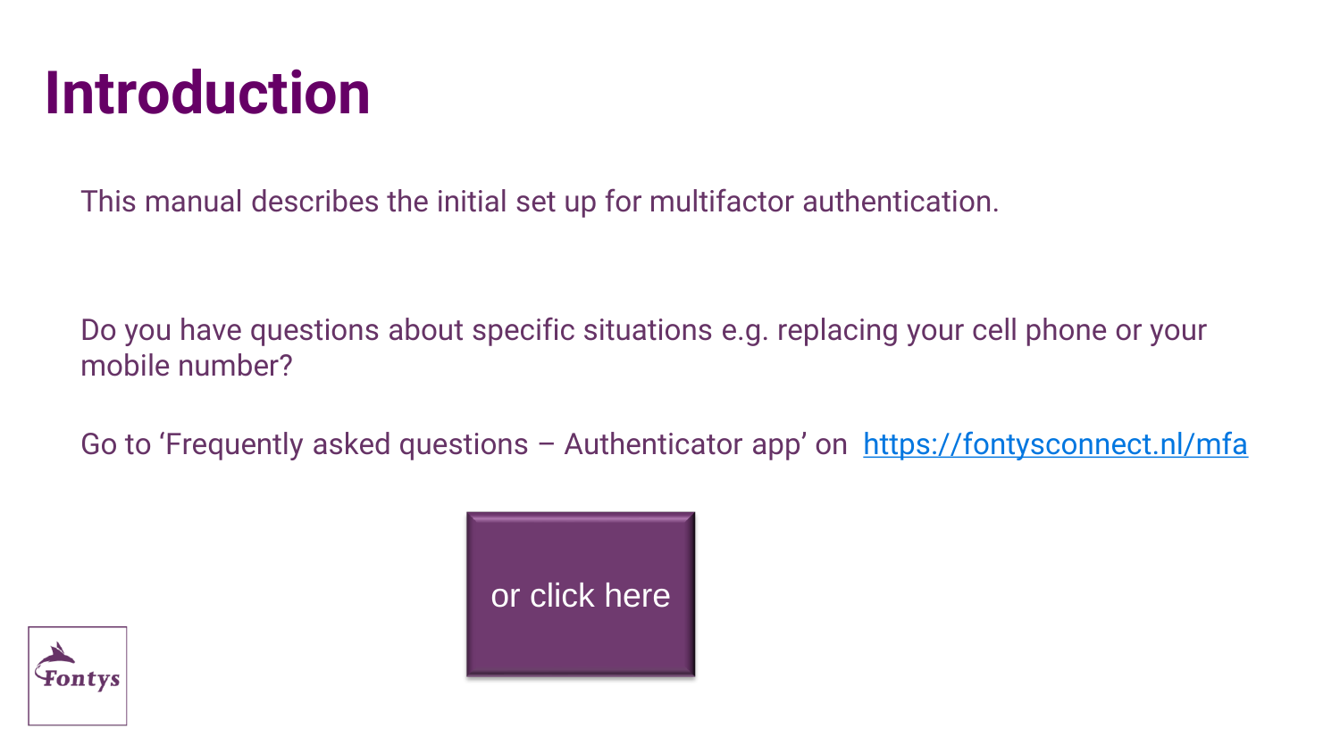# Introduction

This manual describes the initial set up for multifactor authentication.

Do you have questions about specific situations e.g. replacing your cell phone or your mobile number?

Go to ‘Frequently asked questions – Authenticator app’ on https://fontysconnect.nl/mfa

or click here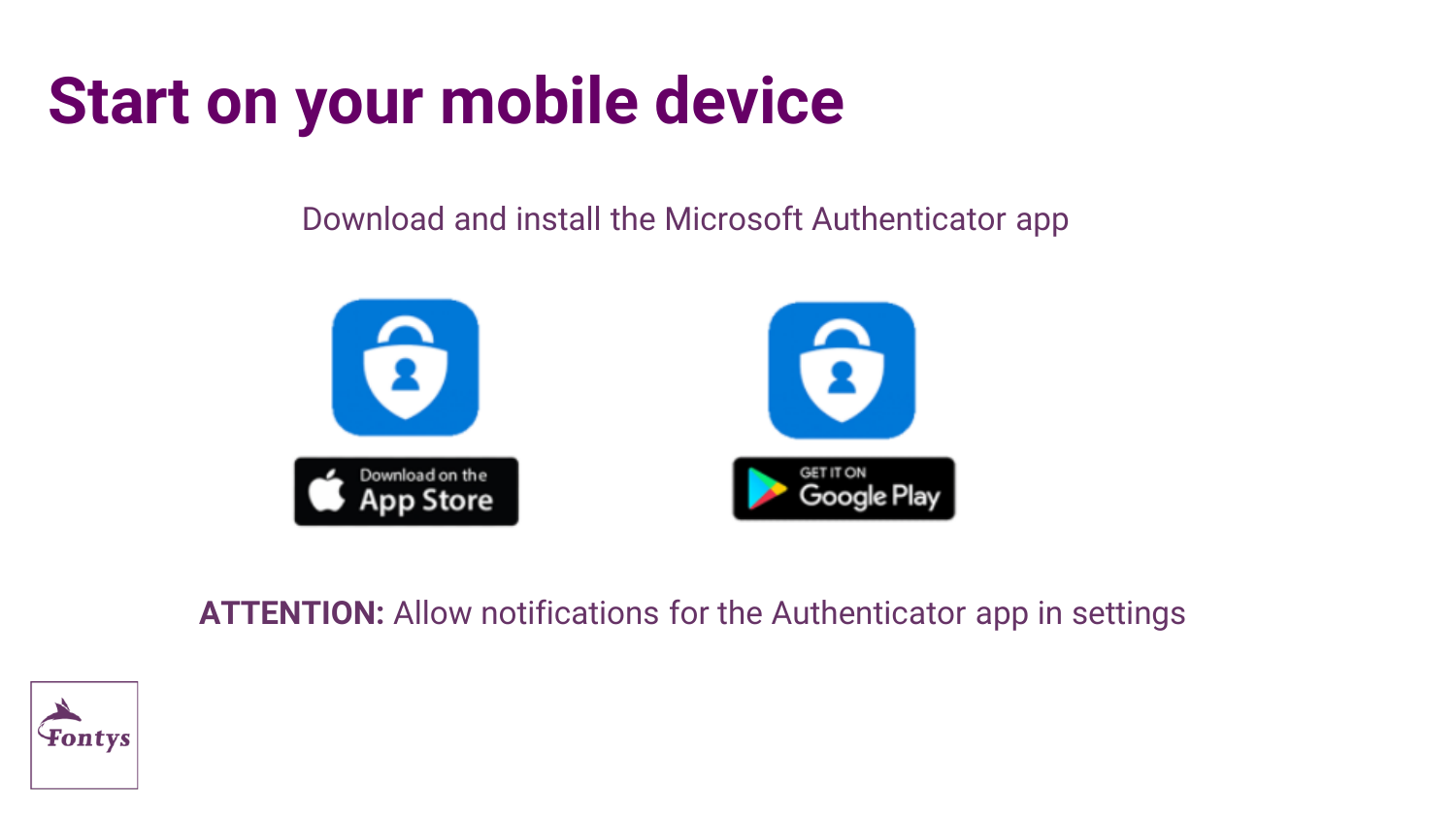# Start on your mobile device

Download and install the Microsoft Authenticator app

**ATTENTION:** Allow notifications for the Authenticator app in settings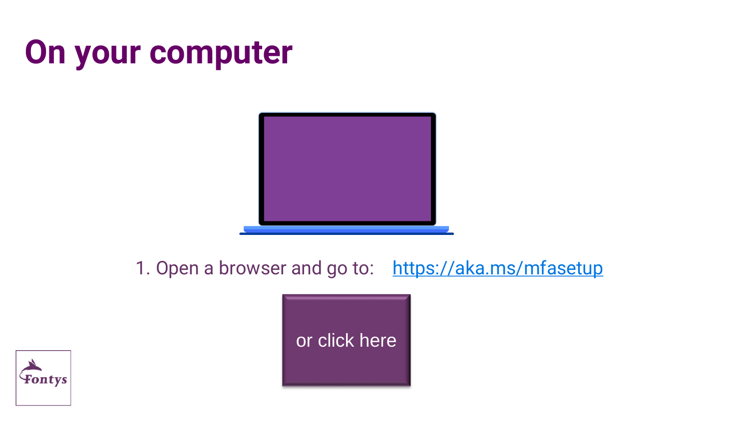# On your computer

1. Open a browser and go to: https://aka.ms/mfasetup

or click here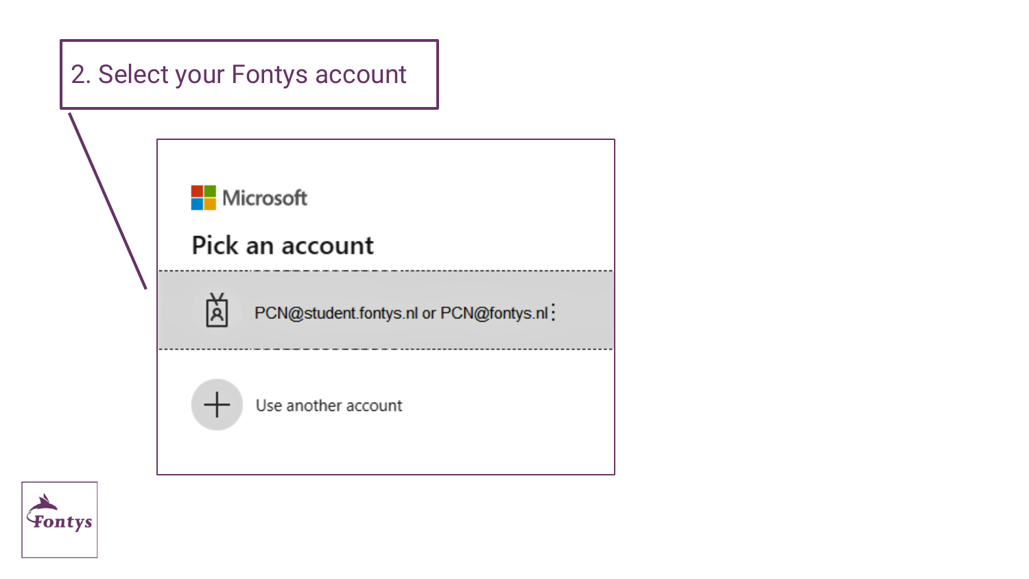2. Select your Fontys account

Microsoft

## Pick an account

PCN@student.fontys.nl or PCN@fontys.nl

Use another account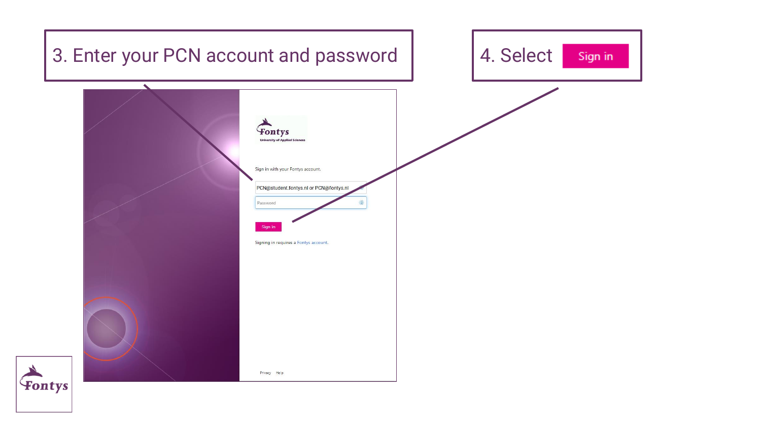3. Enter your PCN account and password

4. Select Sign in

Sign in with your Fontys account.

PCN@student.fontys.nl or PCN@fontys.nl

Password

Sign in

Signing in requires a Fontys account.

Privacy Help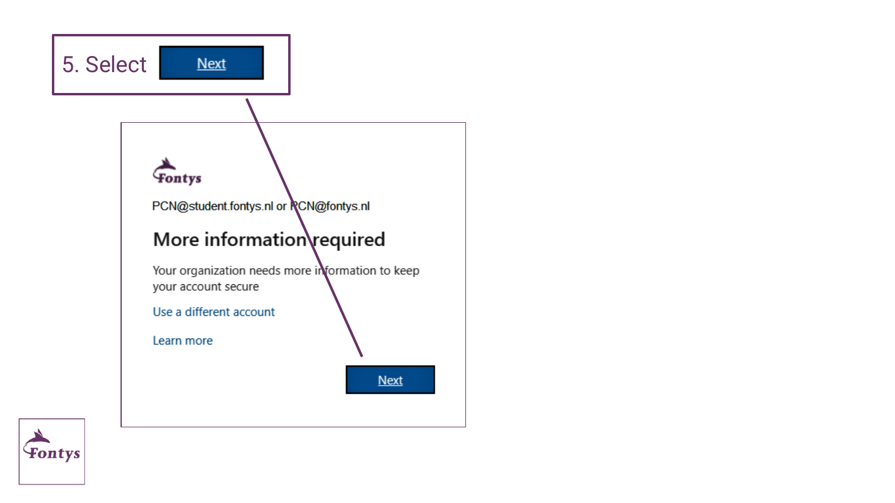5. Select **Next**

Fontys

PCN@student.fontys.nl or PCN@fontys.nl

## More information required

Your organization needs more information to keep your account secure

Use a different account

Learn more

**Next**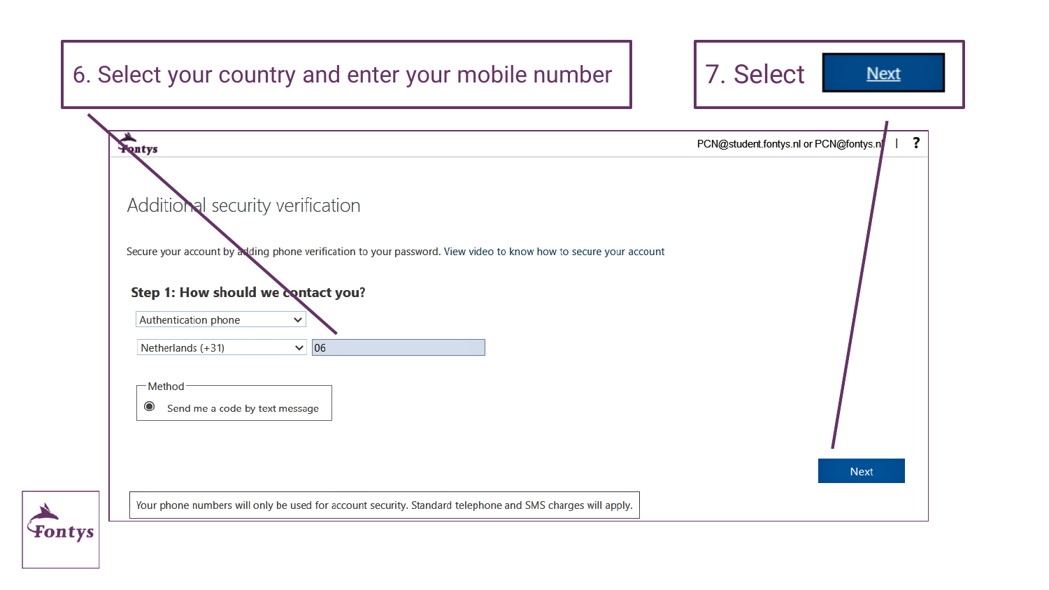6. Select your country and enter your mobile number

7. Select **Next**

PCN@student.fontys.nl or PCN@fontys.nl | ?

## Additional security verification

Secure your account by adding phone verification to your password. View video to know how to secure your account

### Step 1: How should we contact you?

Authentication phone

Netherlands (+31) 06

Method

Send me a code by text message

Next

Your phone numbers will only be used for account security. Standard telephone and SMS charges will apply.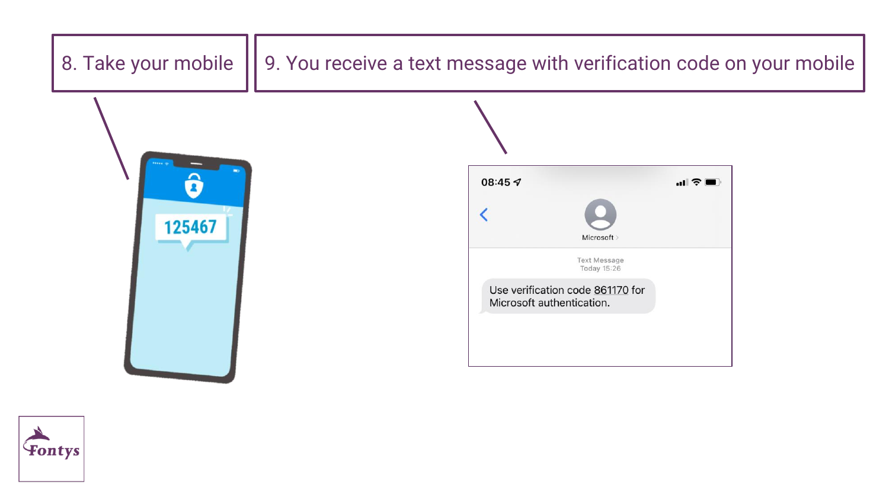8. Take your mobile

9. You receive a text message with verification code on your mobile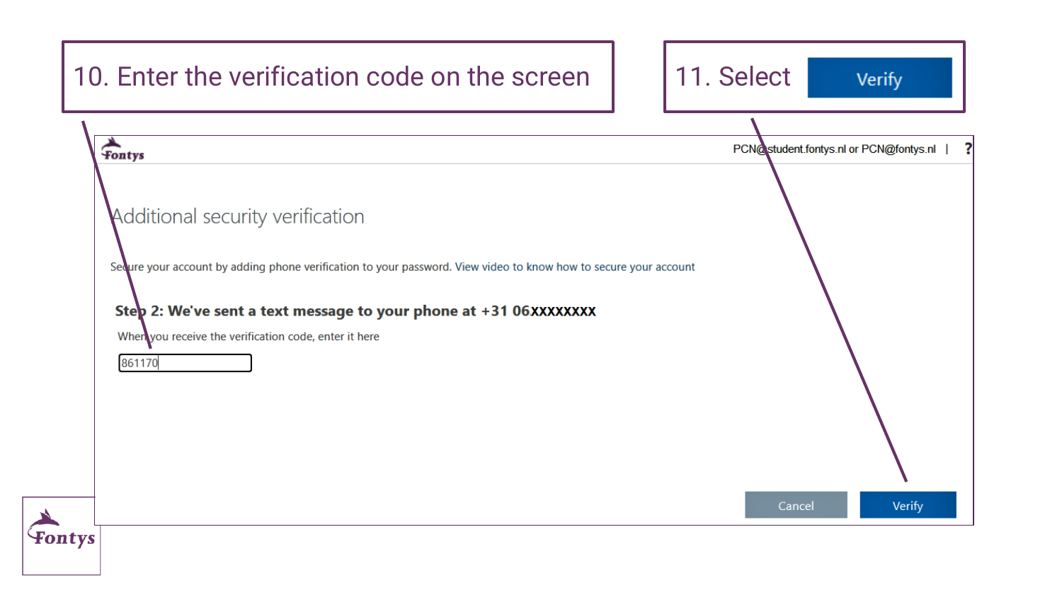10. Enter the verification code on the screen

11. Select **Verify**

Fontys

PCN@student.fontys.nl or PCN@fontys.nl | ?

## Additional security verification

Secure your account by adding phone verification to your password. View video to know how to secure your account

**Step 2: We've sent a text message to your phone at +31 06XXXXXXXX**

When you receive the verification code, enter it here

861170

Cancel | Verify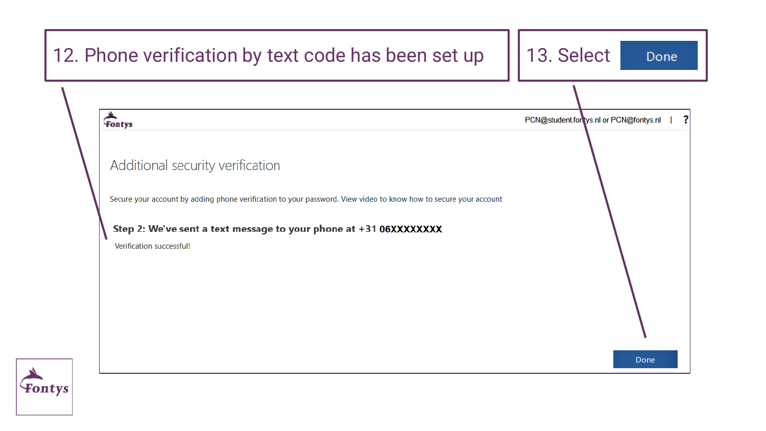12. Phone verification by text code has been set up

13. Select Done

Fontys

PCN@student.fontys.nl or PCN@fontys.nl | ?

## Additional security verification

Secure your account by adding phone verification to your password. View video to know how to secure your account

**Step 2: We've sent a text message to your phone at +31 06XXXXXXXX**

Verification successful!

Done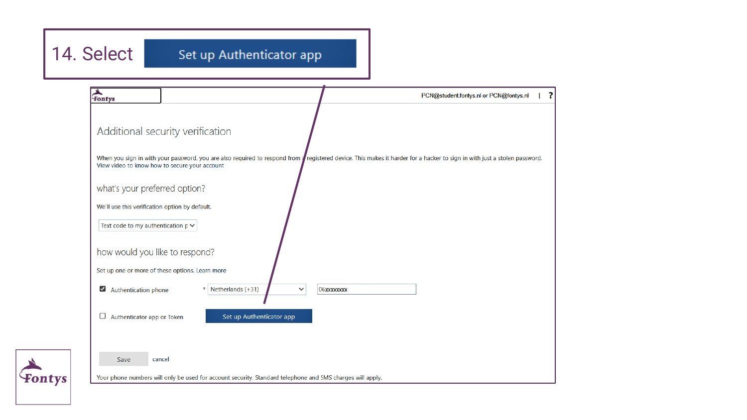## 14. Select **Set up Authenticator app**

PCN@student.fontys.nl or PCN@fontys.nl | ?

### Additional security verification

When you sign in with your password, you are also required to respond from a registered device. This makes it harder for a hacker to sign in with just a stolen password.
View video to know how to secure your account

#### what's your preferred option?

We'll use this verification option by default.

Text code to my authentication p

#### how would you like to respond?

Set up one or more of these options. Learn more

- [x] Authentication phone * Netherlands (+31) 06xxxxxxxx
- [ ] Authenticator app or Token — Set up Authenticator app

Save cancel

Your phone numbers will only be used for account security. Standard telephone and SMS charges will apply.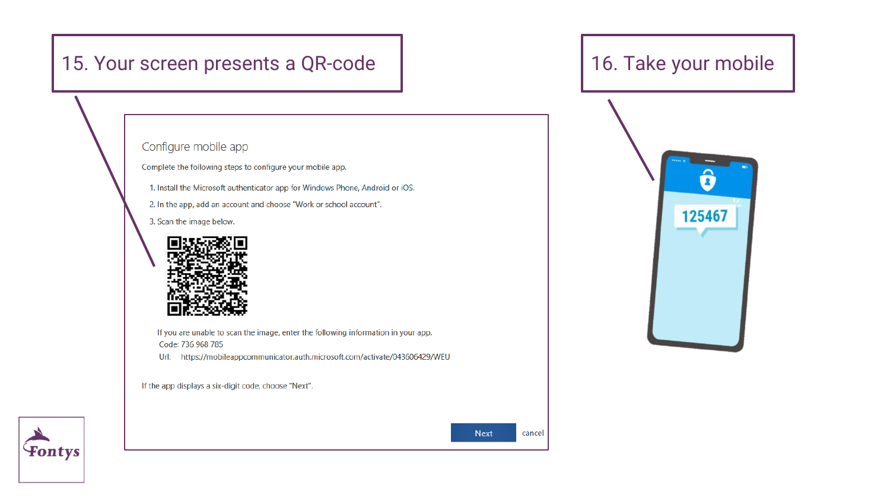15. Your screen presents a QR-code

16. Take your mobile

## Configure mobile app

Complete the following steps to configure your mobile app.

1. Install the Microsoft authenticator app for Windows Phone, Android or iOS.
2. In the app, add an account and choose "Work or school account".
3. Scan the image below.

If you are unable to scan the image, enter the following information in your app.
Code: 736 968 785
Url: https://mobileappcommunicator.auth.microsoft.com/activate/043606429/WEU

If the app displays a six-digit code, choose "Next".

Next cancel

125467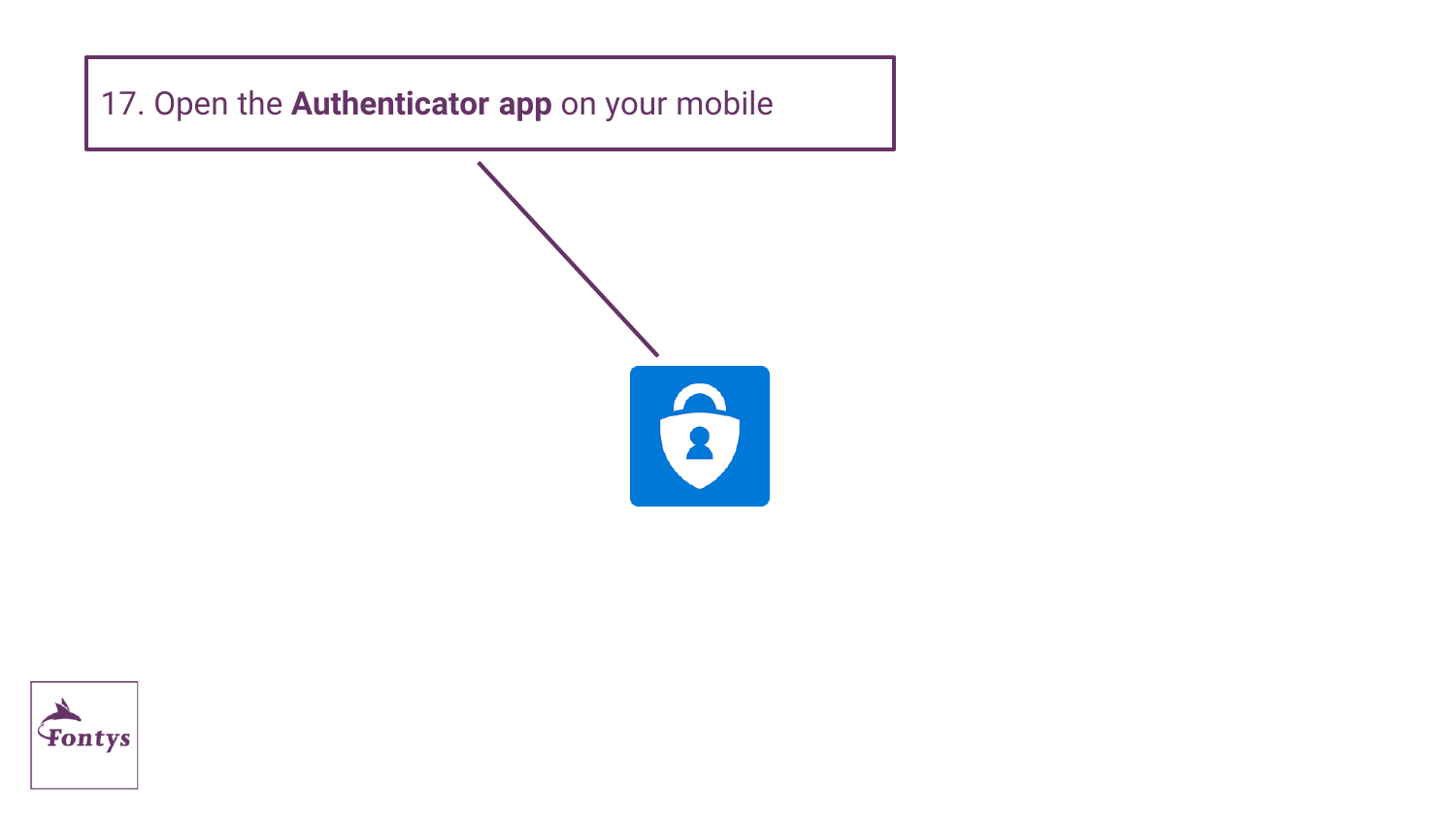17. Open the **Authenticator app** on your mobile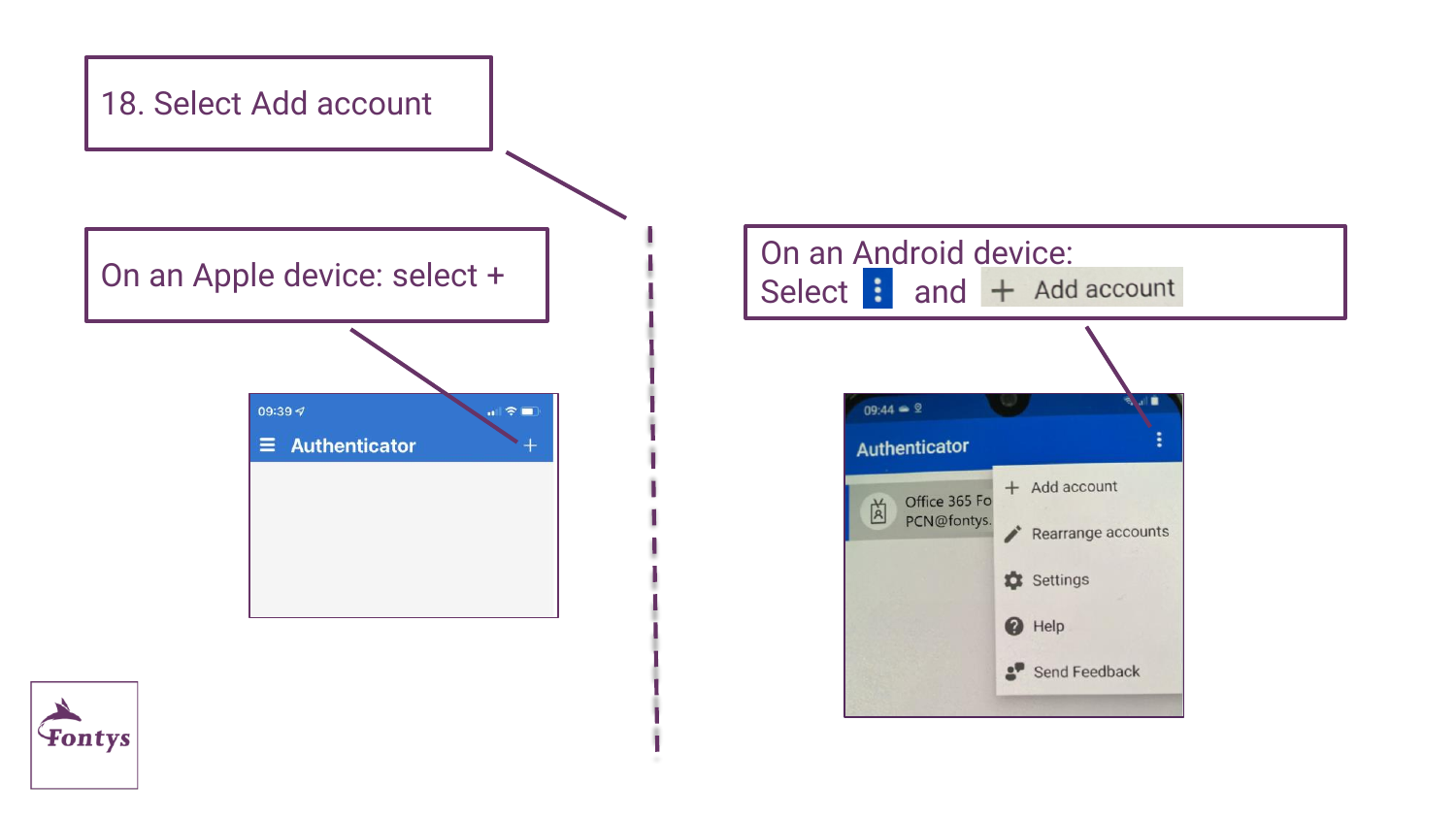18. Select Add account

On an Apple device: select +

On an Android device:
Select ⋮ and + Add account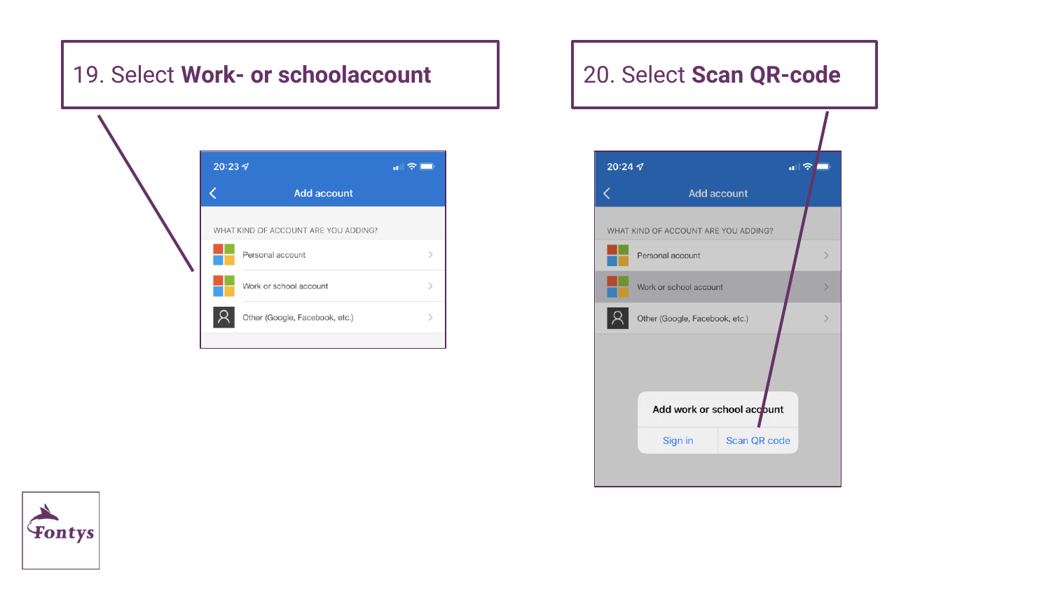19. Select **Work- or schoolaccount**

20. Select **Scan QR-code**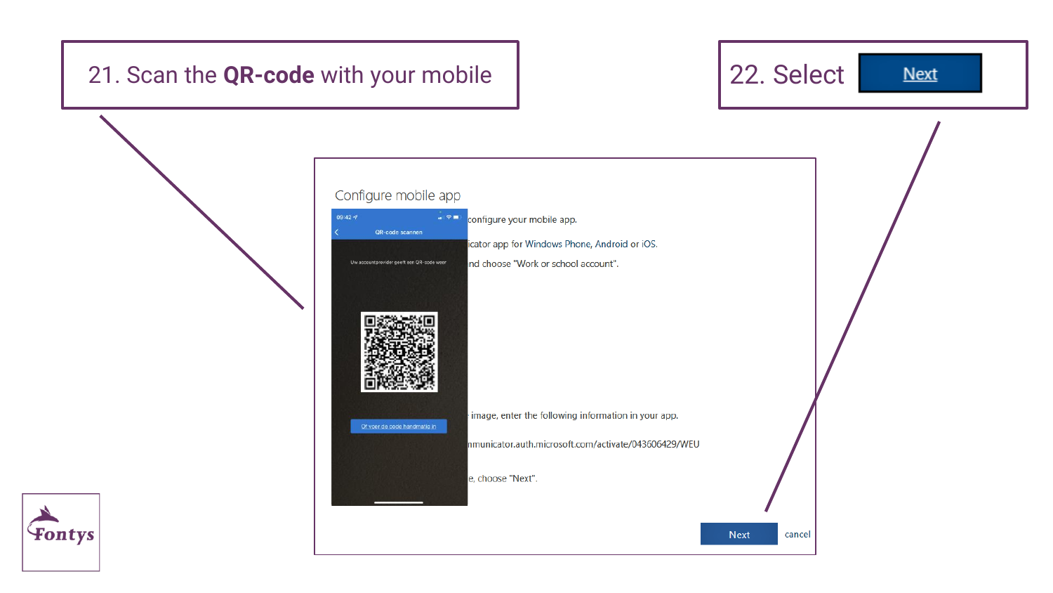21. Scan the **QR-code** with your mobile

22. Select Next

Configure mobile app

configure your mobile app.

icator app for Windows Phone, Android or iOS.

nd choose "Work or school account".

image, enter the following information in your app.

nmunicator.auth.microsoft.com/activate/043606429/WEU

e, choose "Next".

Next cancel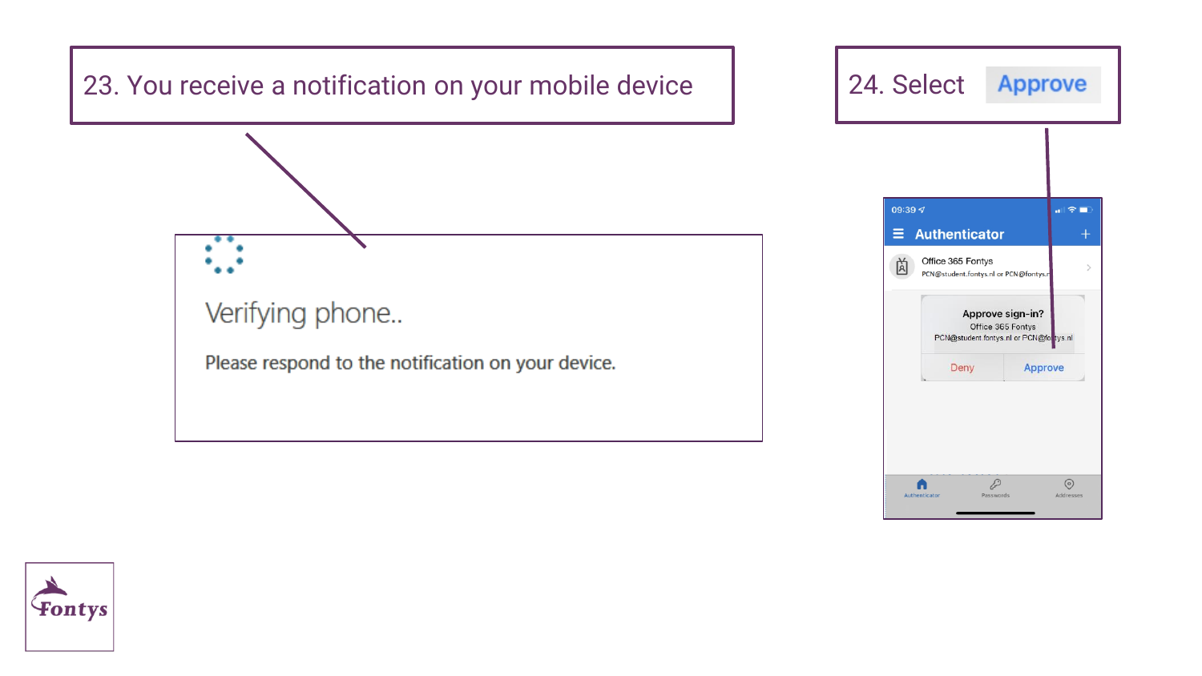23. You receive a notification on your mobile device

Verifying phone..

Please respond to the notification on your device.

24. Select Approve

09:39

Authenticator

Office 365 Fontys

PCN@student.fontys.nl or PCN@fontys.nl

Approve sign-in?

Office 365 Fontys

PCN@student.fontys.nl or PCN@fontys.nl

Deny | Approve

Authenticator | Passwords | Addresses

Fontys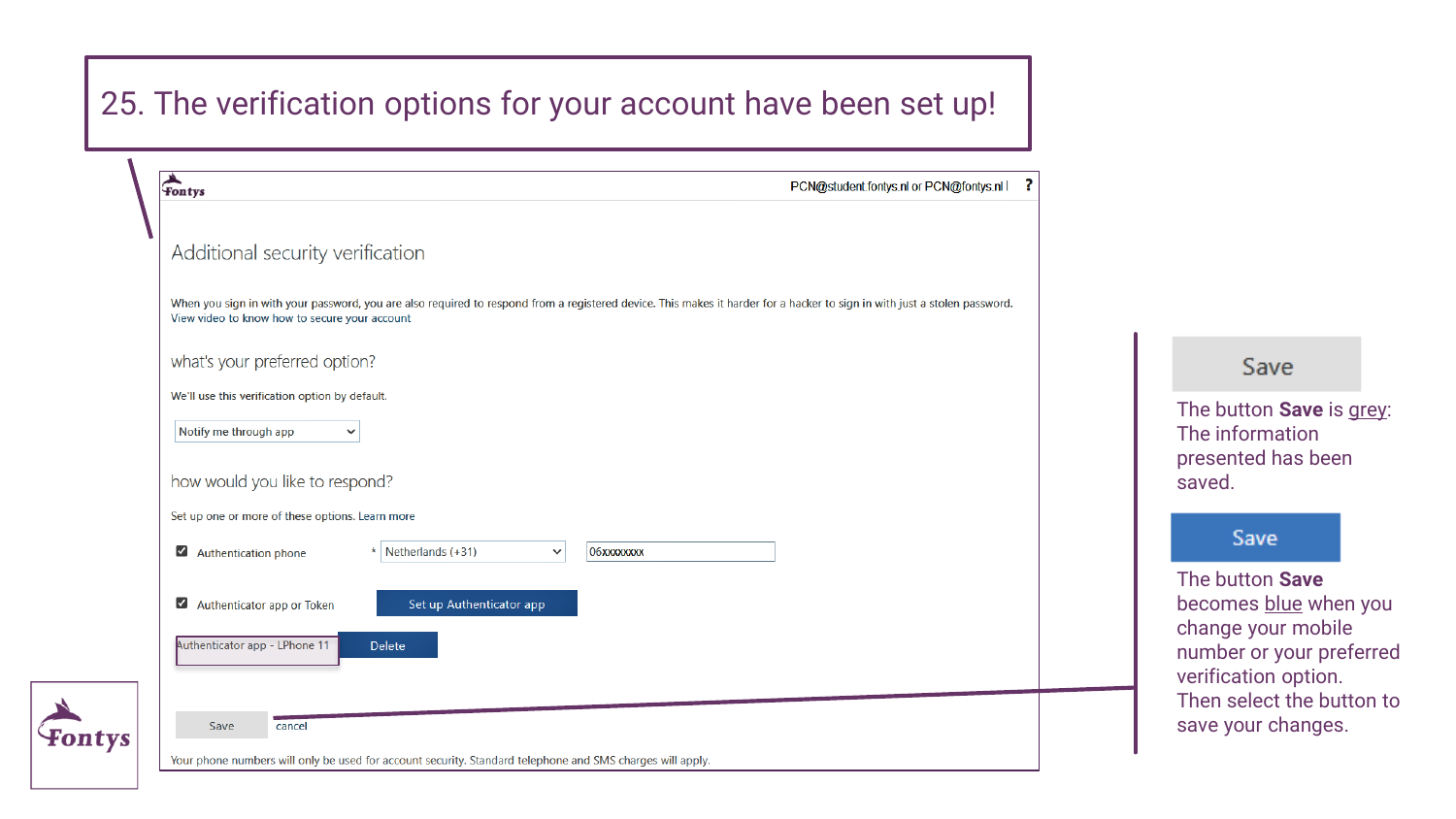# 25. The verification options for your account have been set up!

Fontys

PCN@student.fontys.nl or PCN@fontys.nl | ?

## Additional security verification

When you sign in with your password, you are also required to respond from a registered device. This makes it harder for a hacker to sign in with just a stolen password.
View video to know how to secure your account

### what's your preferred option?

We'll use this verification option by default.

Notify me through app

### how would you like to respond?

Set up one or more of these options. Learn more

- [x] Authentication phone — * Netherlands (+31) — 06xxxxxxxx
- [x] Authenticator app or Token — Set up Authenticator app

Authenticator app - LPhone 11 — Delete

Save — cancel

Your phone numbers will only be used for account security. Standard telephone and SMS charges will apply.

---

Save

The button **Save** is grey: The information presented has been saved.

Save

The button **Save** becomes blue when you change your mobile number or your preferred verification option. Then select the button to save your changes.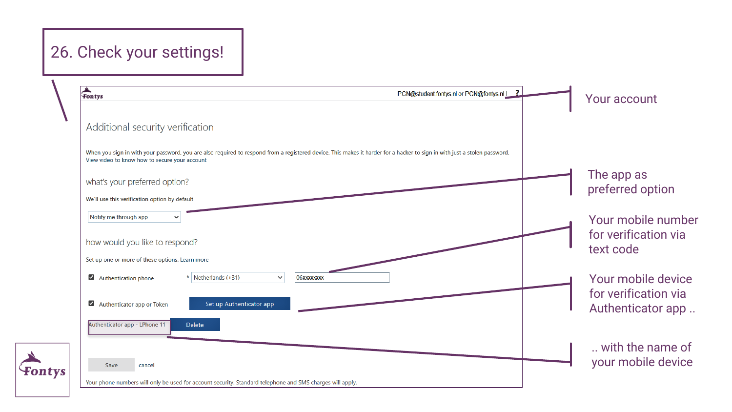# 26. Check your settings!

PCN@student.fontys.nl or PCN@fontys.nl | ?

## Additional security verification

When you sign in with your password, you are also required to respond from a registered device. This makes it harder for a hacker to sign in with just a stolen password.
View video to know how to secure your account

### what's your preferred option?

We'll use this verification option by default.

Notify me through app

### how would you like to respond?

Set up one or more of these options. Learn more

- [x] Authentication phone * Netherlands (+31) 06xxxxxxxx
- [x] Authenticator app or Token — Set up Authenticator app

Authenticator app - LPhone 11 — Delete

Save cancel

Your phone numbers will only be used for account security. Standard telephone and SMS charges will apply.

---

- Your account
- The app as preferred option
- Your mobile number for verification via text code
- Your mobile device for verification via Authenticator app ..
- .. with the name of your mobile device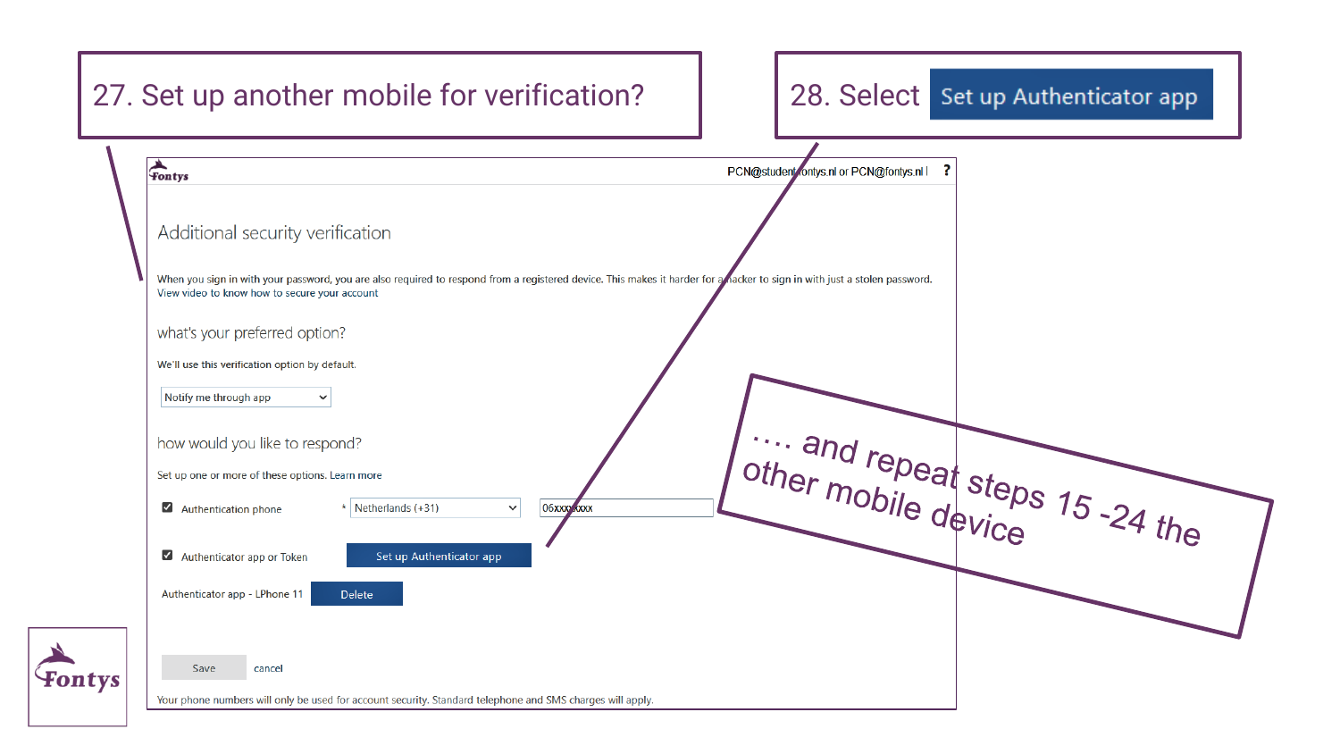27. Set up another mobile for verification?

28. Select **Set up Authenticator app**

Fontys

PCN@student.fontys.nl or PCN@fontys.nl | ?

## Additional security verification

When you sign in with your password, you are also required to respond from a registered device. This makes it harder for a hacker to sign in with just a stolen password.
View video to know how to secure your account

### what's your preferred option?

We'll use this verification option by default.

Notify me through app

### how would you like to respond?

Set up one or more of these options. Learn more

- [x] Authentication phone — * Netherlands (+31) — 06xxxxxxxx
- [x] Authenticator app or Token — Set up Authenticator app

Authenticator app - LPhone 11 — Delete

Save   cancel

Your phone numbers will only be used for account security. Standard telephone and SMS charges will apply.

…. and repeat steps 15 -24 the other mobile device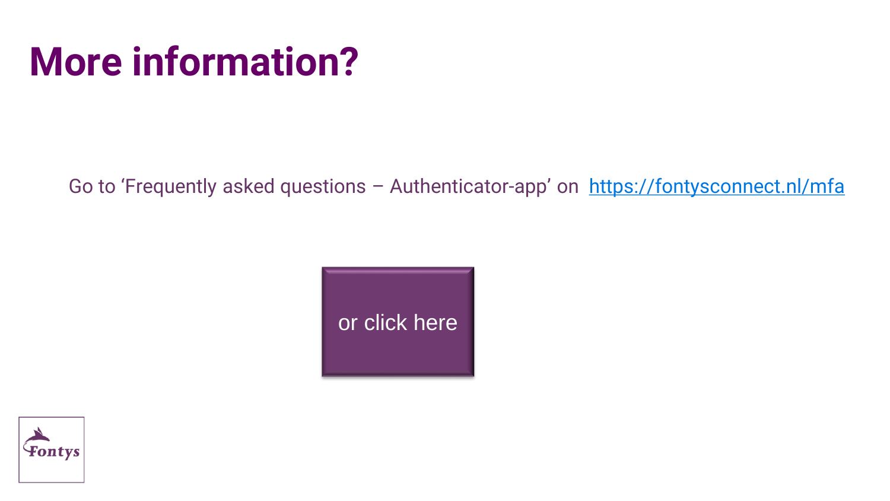# More information?

Go to ‘Frequently asked questions – Authenticator-app’ on https://fontysconnect.nl/mfa

or click here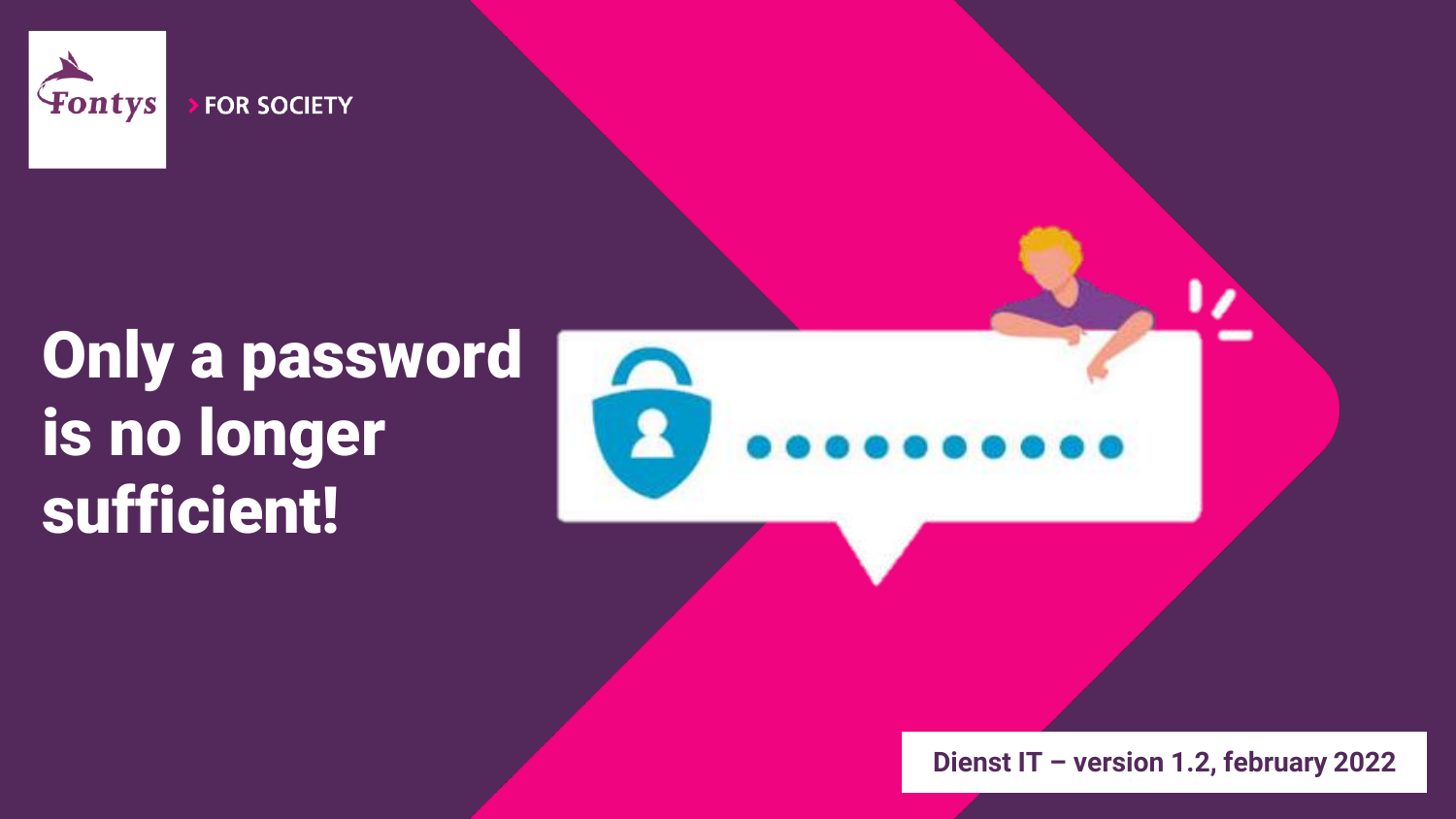Fontys

> FOR SOCIETY

# Only a password is no longer sufficient!

**Dienst IT – version 1.2, february 2022**